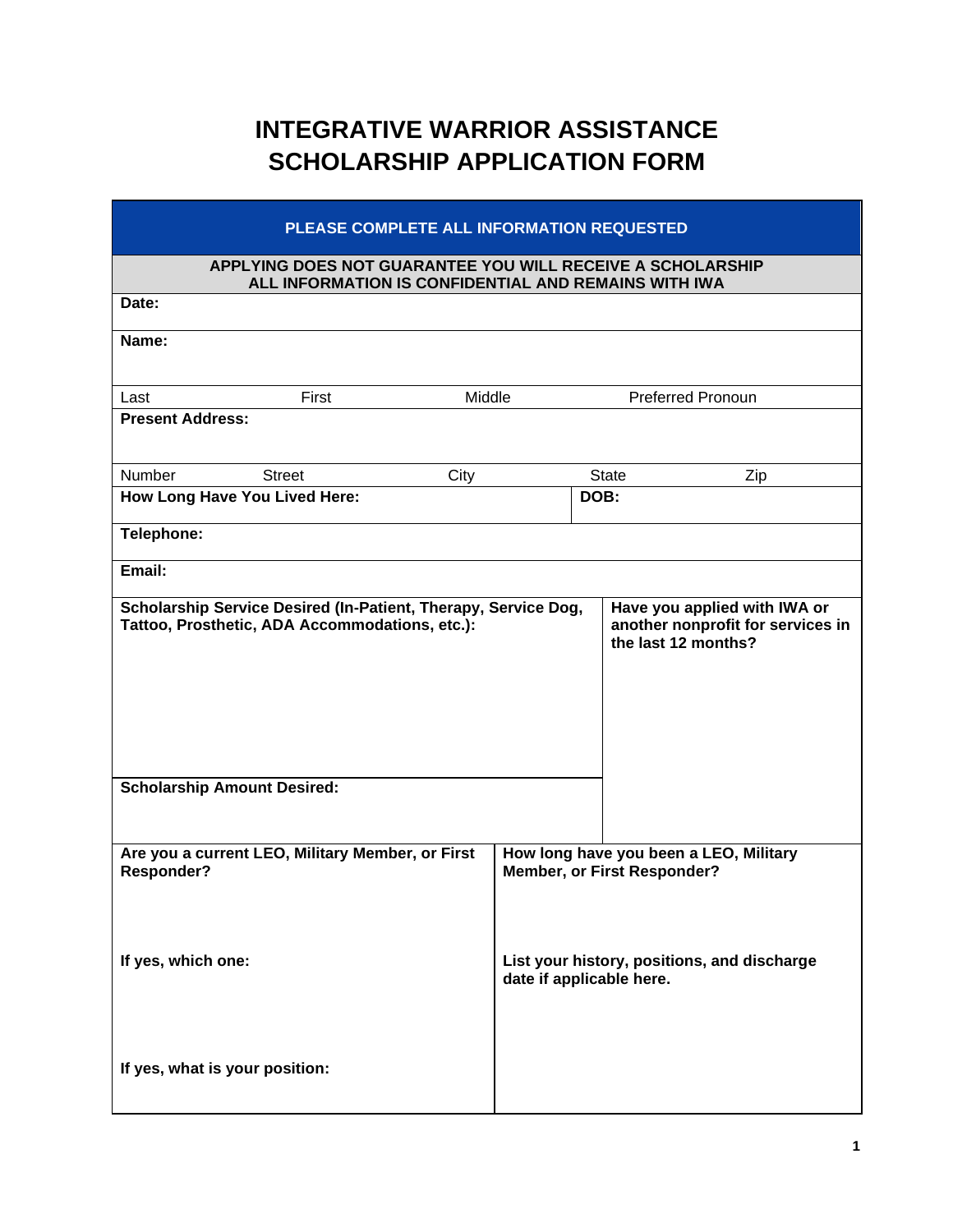# INTEGRATIVE WARRIOR ASSISTANCE SCHOLARSHIP APPLICATION FORM

**PLEASE COMPLETE ALL INFORMATION REQUESTED**

**APPLYING DOES NOT GUARANTEE YOU WILL RECEIVE A SCHOLARSHIP**
**ALL INFORMATION IS CONFIDENTIAL AND REMAINS WITH IWA**

**Date:**

**Name:**

| Last | First | Middle | Preferred Pronoun |
|---|---|---|---|
| | | | |

**Present Address:**

| Number | Street | City | State | Zip |
|---|---|---|---|---|
| | | | | |

**How Long Have You Lived Here:**

**DOB:**

**Telephone:**

**Email:**

**Scholarship Service Desired (In-Patient, Therapy, Service Dog, Tattoo, Prosthetic, ADA Accommodations, etc.):**

**Have you applied with IWA or another nonprofit for services in the last 12 months?**

**Scholarship Amount Desired:**

**Are you a current LEO, Military Member, or First Responder?**

**If yes, which one:**

**If yes, what is your position:**

**How long have you been a LEO, Military Member, or First Responder?**

**List your history, positions, and discharge date if applicable here.**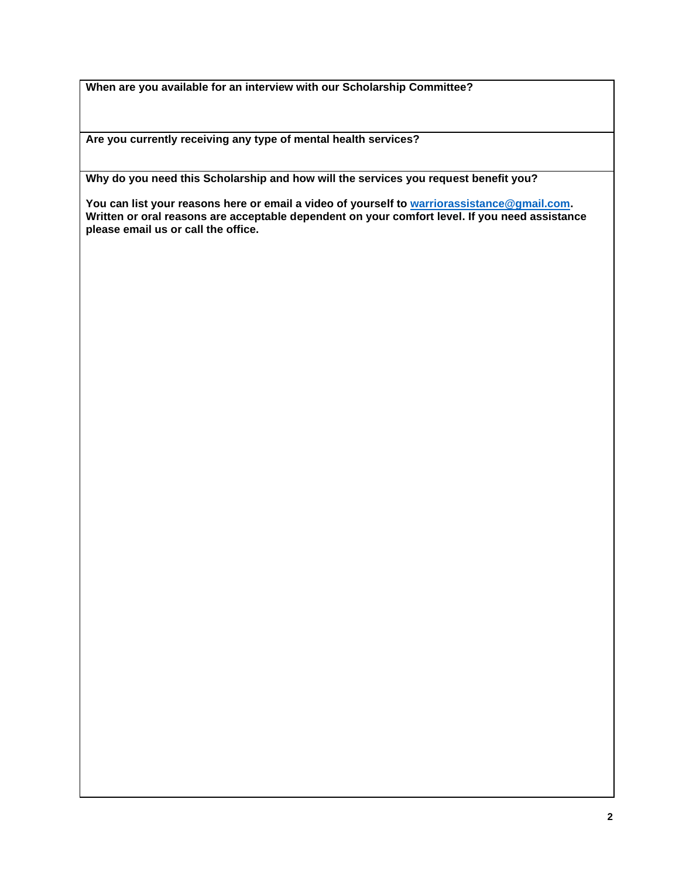**When are you available for an interview with our Scholarship Committee?**

**Are you currently receiving any type of mental health services?**

**Why do you need this Scholarship and how will the services you request benefit you?**

**You can list your reasons here or email a video of yourself to warriorassistance@gmail.com. Written or oral reasons are acceptable dependent on your comfort level. If you need assistance please email us or call the office.**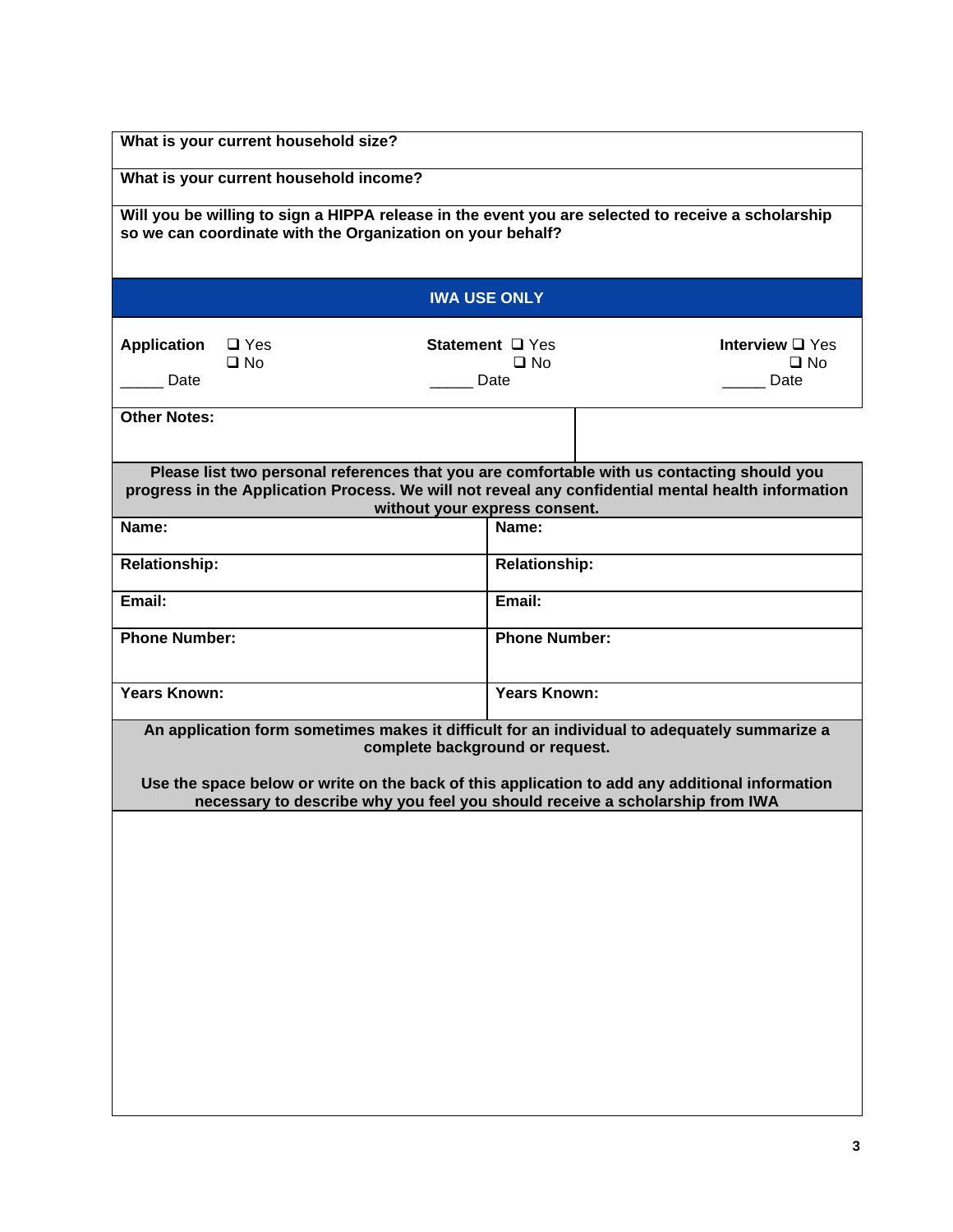**What is your current household size?**

**What is your current household income?**

**Will you be willing to sign a HIPPA release in the event you are selected to receive a scholarship so we can coordinate with the Organization on your behalf?**

## IWA USE ONLY

| **Application** ❑ Yes ❑ No | **Statement** ❑ Yes ❑ No | **Interview** ❑ Yes ❑ No |
| --- | --- | --- |
| _____ Date | _____ Date | _____ Date |

**Other Notes:**

**Please list two personal references that you are comfortable with us contacting should you progress in the Application Process. We will not reveal any confidential mental health information without your express consent.**

| **Name:** | **Name:** |
| --- | --- |
| **Relationship:** | **Relationship:** |
| **Email:** | **Email:** |
| **Phone Number:** | **Phone Number:** |
| **Years Known:** | **Years Known:** |

**An application form sometimes makes it difficult for an individual to adequately summarize a complete background or request.**

**Use the space below or write on the back of this application to add any additional information necessary to describe why you feel you should receive a scholarship from IWA**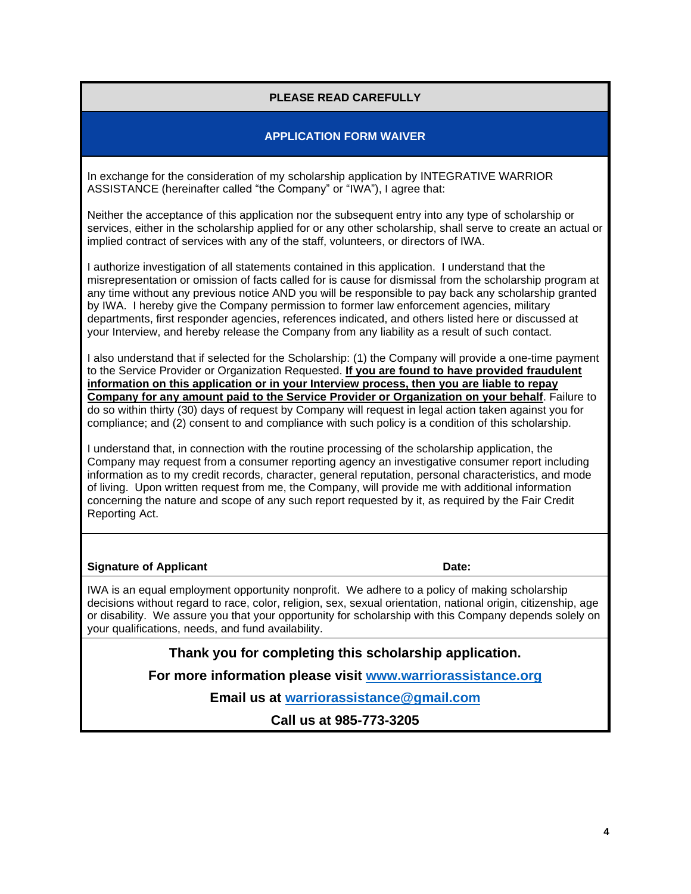**PLEASE READ CAREFULLY**

## APPLICATION FORM WAIVER

In exchange for the consideration of my scholarship application by INTEGRATIVE WARRIOR ASSISTANCE (hereinafter called “the Company” or “IWA”), I agree that:

Neither the acceptance of this application nor the subsequent entry into any type of scholarship or services, either in the scholarship applied for or any other scholarship, shall serve to create an actual or implied contract of services with any of the staff, volunteers, or directors of IWA.

I authorize investigation of all statements contained in this application. I understand that the misrepresentation or omission of facts called for is cause for dismissal from the scholarship program at any time without any previous notice AND you will be responsible to pay back any scholarship granted by IWA. I hereby give the Company permission to former law enforcement agencies, military departments, first responder agencies, references indicated, and others listed here or discussed at your Interview, and hereby release the Company from any liability as a result of such contact.

I also understand that if selected for the Scholarship: (1) the Company will provide a one-time payment to the Service Provider or Organization Requested. **If you are found to have provided fraudulent information on this application or in your Interview process, then you are liable to repay Company for any amount paid to the Service Provider or Organization on your behalf**. Failure to do so within thirty (30) days of request by Company will request in legal action taken against you for compliance; and (2) consent to and compliance with such policy is a condition of this scholarship.

I understand that, in connection with the routine processing of the scholarship application, the Company may request from a consumer reporting agency an investigative consumer report including information as to my credit records, character, general reputation, personal characteristics, and mode of living. Upon written request from me, the Company, will provide me with additional information concerning the nature and scope of any such report requested by it, as required by the Fair Credit Reporting Act.

**Signature of Applicant** **Date:**

IWA is an equal employment opportunity nonprofit. We adhere to a policy of making scholarship decisions without regard to race, color, religion, sex, sexual orientation, national origin, citizenship, age or disability. We assure you that your opportunity for scholarship with this Company depends solely on your qualifications, needs, and fund availability.

**Thank you for completing this scholarship application.**

**For more information please visit www.warriorassistance.org**

**Email us at warriorassistance@gmail.com**

**Call us at 985-773-3205**